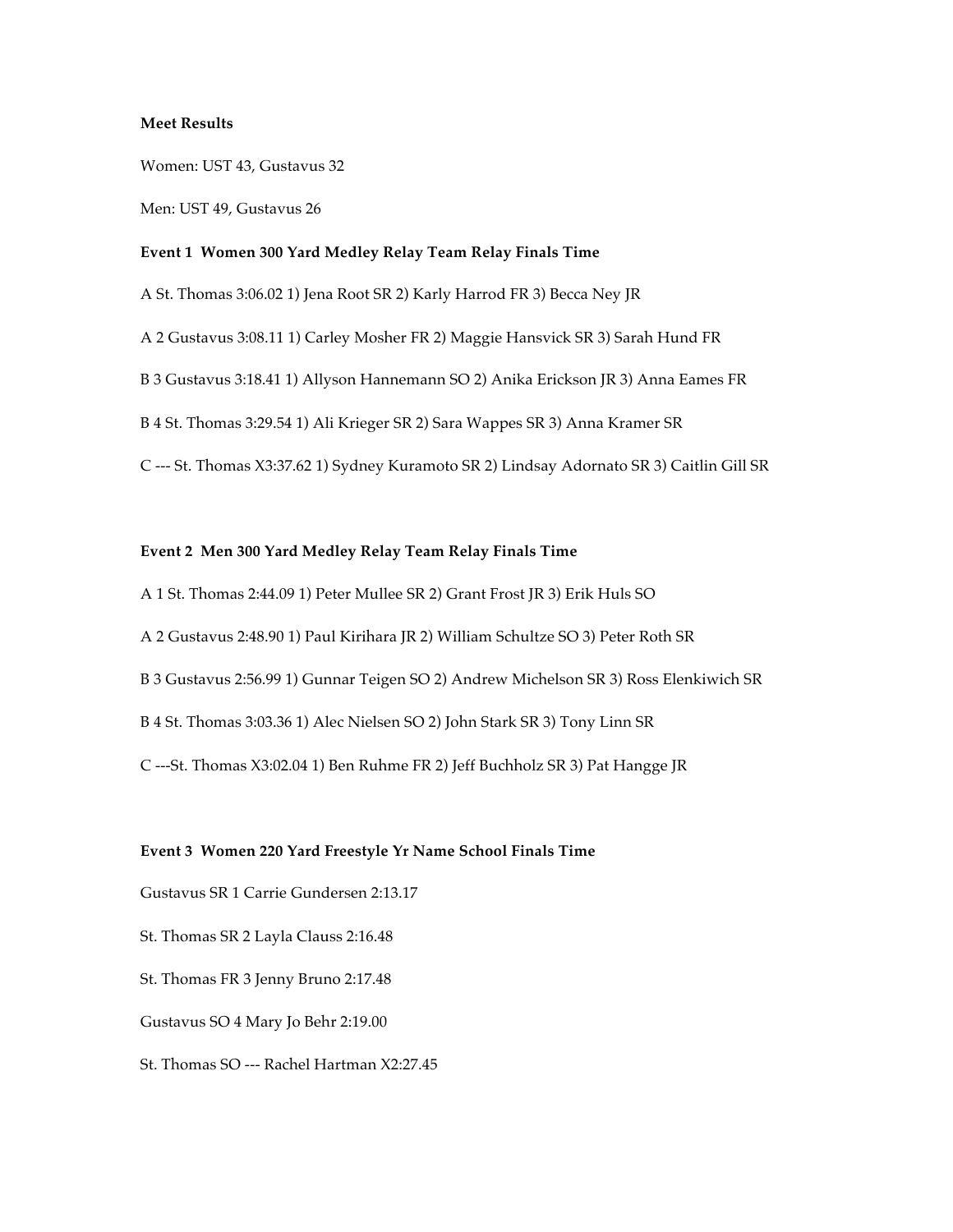**Meet Results**

Women: UST 43, Gustavus 32

Men: UST 49, Gustavus 26

**Event 1 Women 300 Yard Medley Relay Team Relay Finals Time**

A St. Thomas 3:06.02 1) Jena Root SR 2) Karly Harrod FR 3) Becca Ney JR

A 2 Gustavus 3:08.11 1) Carley Mosher FR 2) Maggie Hansvick SR 3) Sarah Hund FR

B 3 Gustavus 3:18.41 1) Allyson Hannemann SO 2) Anika Erickson JR 3) Anna Eames FR

B 4 St. Thomas 3:29.54 1) Ali Krieger SR 2) Sara Wappes SR 3) Anna Kramer SR

C --- St. Thomas X3:37.62 1) Sydney Kuramoto SR 2) Lindsay Adornato SR 3) Caitlin Gill SR

**Event 2 Men 300 Yard Medley Relay Team Relay Finals Time**

A 1 St. Thomas 2:44.09 1) Peter Mullee SR 2) Grant Frost JR 3) Erik Huls SO

A 2 Gustavus 2:48.90 1) Paul Kirihara JR 2) William Schultze SO 3) Peter Roth SR

B 3 Gustavus 2:56.99 1) Gunnar Teigen SO 2) Andrew Michelson SR 3) Ross Elenkiwich SR

B 4 St. Thomas 3:03.36 1) Alec Nielsen SO 2) John Stark SR 3) Tony Linn SR

C ---St. Thomas X3:02.04 1) Ben Ruhme FR 2) Jeff Buchholz SR 3) Pat Hangge JR

**Event 3 Women 220 Yard Freestyle Yr Name School Finals Time**

Gustavus SR 1 Carrie Gundersen 2:13.17

St. Thomas SR 2 Layla Clauss 2:16.48

St. Thomas FR 3 Jenny Bruno 2:17.48

Gustavus SO 4 Mary Jo Behr 2:19.00

St. Thomas SO --- Rachel Hartman X2:27.45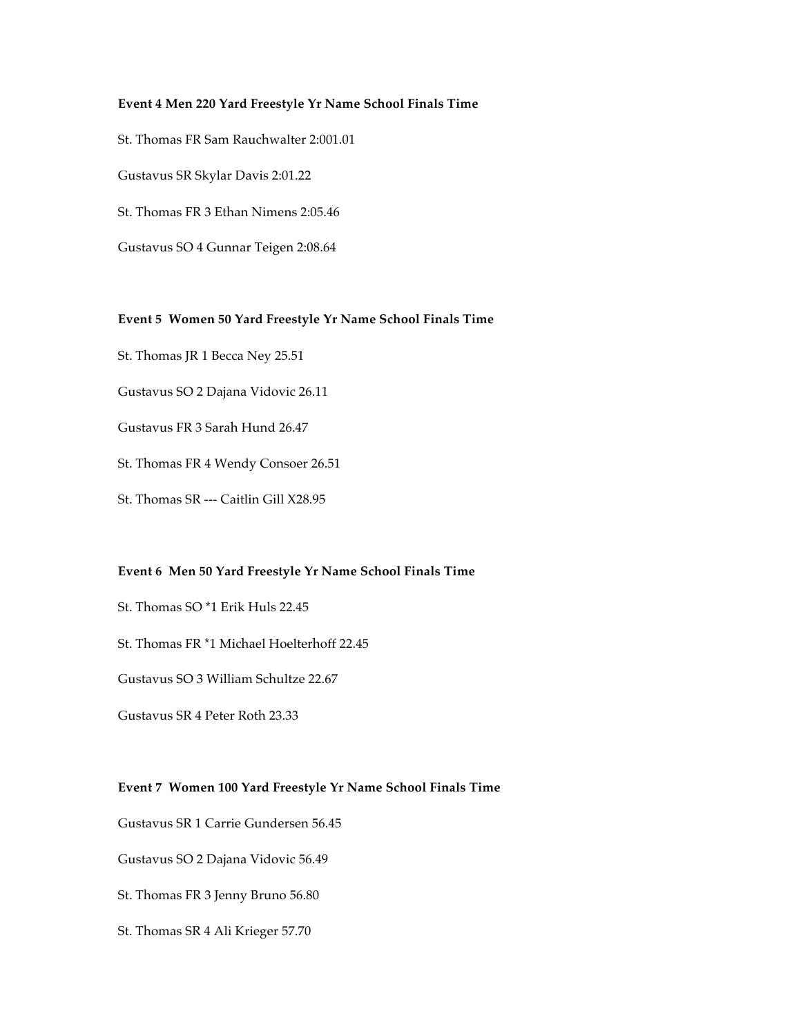**Event 4 Men 220 Yard Freestyle Yr Name School Finals Time**

St. Thomas FR Sam Rauchwalter 2:001.01

Gustavus SR Skylar Davis 2:01.22

St. Thomas FR 3 Ethan Nimens 2:05.46

Gustavus SO 4 Gunnar Teigen 2:08.64

**Event 5 Women 50 Yard Freestyle Yr Name School Finals Time**

St. Thomas JR 1 Becca Ney 25.51

Gustavus SO 2 Dajana Vidovic 26.11

Gustavus FR 3 Sarah Hund 26.47

St. Thomas FR 4 Wendy Consoer 26.51

St. Thomas SR --- Caitlin Gill X28.95

**Event 6 Men 50 Yard Freestyle Yr Name School Finals Time**

St. Thomas SO *1 Erik Huls 22.45

St. Thomas FR *1 Michael Hoelterhoff 22.45

Gustavus SO 3 William Schultze 22.67

Gustavus SR 4 Peter Roth 23.33

**Event 7 Women 100 Yard Freestyle Yr Name School Finals Time**

Gustavus SR 1 Carrie Gundersen 56.45

Gustavus SO 2 Dajana Vidovic 56.49

St. Thomas FR 3 Jenny Bruno 56.80

St. Thomas SR 4 Ali Krieger 57.70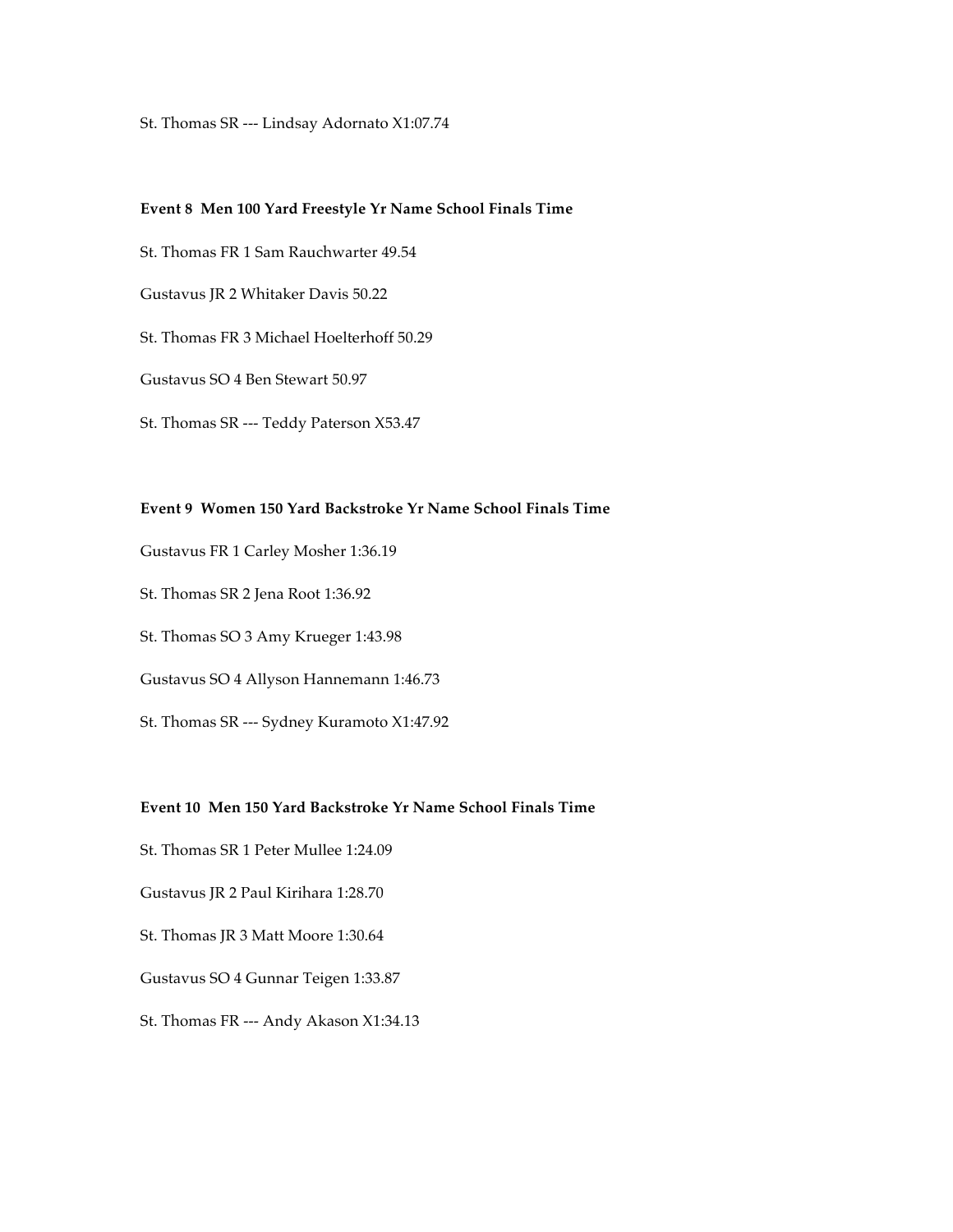St. Thomas SR --- Lindsay Adornato X1:07.74

**Event 8  Men 100 Yard Freestyle Yr Name School Finals Time**

St. Thomas FR 1 Sam Rauchwarter 49.54

Gustavus JR 2 Whitaker Davis 50.22

St. Thomas FR 3 Michael Hoelterhoff 50.29

Gustavus SO 4 Ben Stewart 50.97

St. Thomas SR --- Teddy Paterson X53.47

**Event 9  Women 150 Yard Backstroke Yr Name School Finals Time**

Gustavus FR 1 Carley Mosher 1:36.19

St. Thomas SR 2 Jena Root 1:36.92

St. Thomas SO 3 Amy Krueger 1:43.98

Gustavus SO 4 Allyson Hannemann 1:46.73

St. Thomas SR --- Sydney Kuramoto X1:47.92

**Event 10  Men 150 Yard Backstroke Yr Name School Finals Time**

St. Thomas SR 1 Peter Mullee 1:24.09

Gustavus JR 2 Paul Kirihara 1:28.70

St. Thomas JR 3 Matt Moore 1:30.64

Gustavus SO 4 Gunnar Teigen 1:33.87

St. Thomas FR --- Andy Akason X1:34.13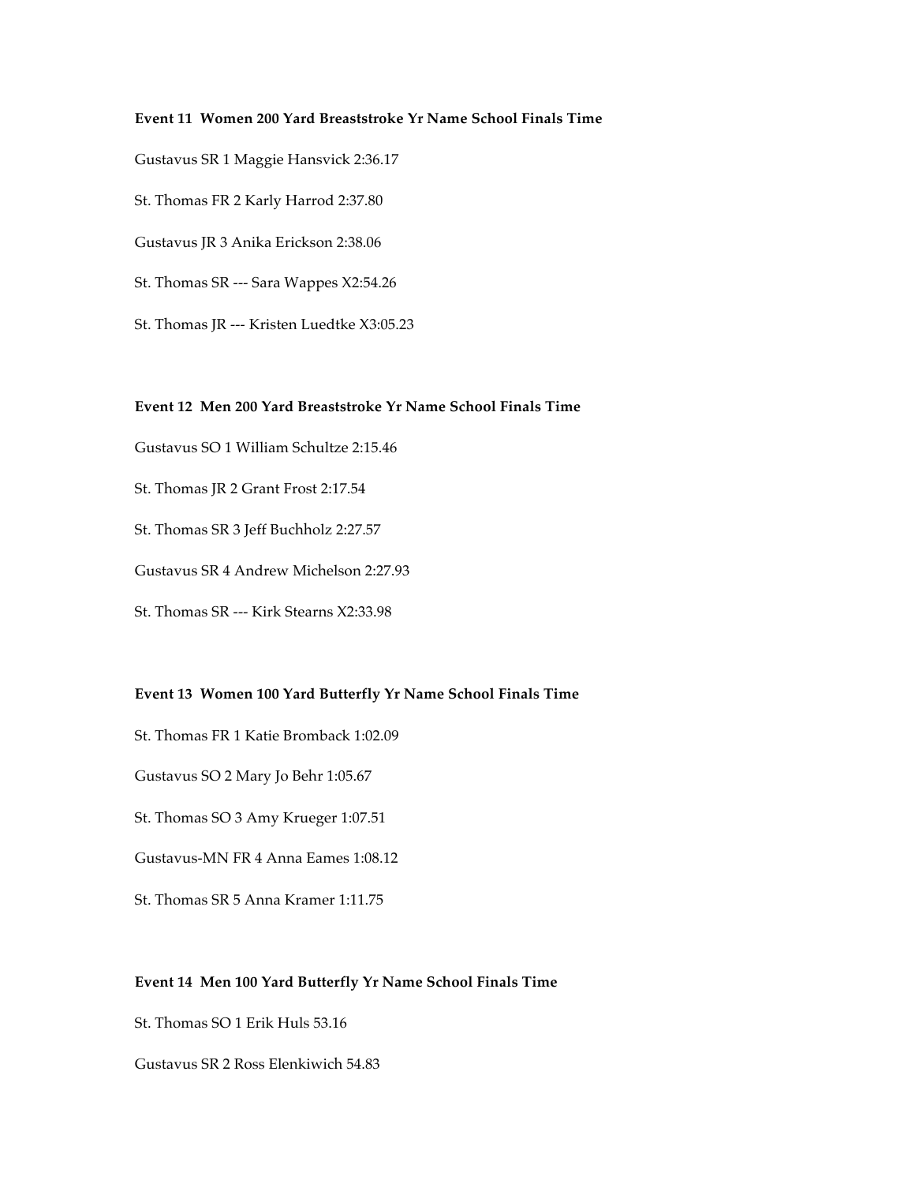**Event 11 Women 200 Yard Breaststroke Yr Name School Finals Time**

Gustavus SR 1 Maggie Hansvick 2:36.17

St. Thomas FR 2 Karly Harrod 2:37.80

Gustavus JR 3 Anika Erickson 2:38.06

St. Thomas SR --- Sara Wappes X2:54.26

St. Thomas JR --- Kristen Luedtke X3:05.23

**Event 12 Men 200 Yard Breaststroke Yr Name School Finals Time**

Gustavus SO 1 William Schultze 2:15.46

St. Thomas JR 2 Grant Frost 2:17.54

St. Thomas SR 3 Jeff Buchholz 2:27.57

Gustavus SR 4 Andrew Michelson 2:27.93

St. Thomas SR --- Kirk Stearns X2:33.98

**Event 13 Women 100 Yard Butterfly Yr Name School Finals Time**

St. Thomas FR 1 Katie Bromback 1:02.09

Gustavus SO 2 Mary Jo Behr 1:05.67

St. Thomas SO 3 Amy Krueger 1:07.51

Gustavus-MN FR 4 Anna Eames 1:08.12

St. Thomas SR 5 Anna Kramer 1:11.75

**Event 14 Men 100 Yard Butterfly Yr Name School Finals Time**

St. Thomas SO 1 Erik Huls 53.16

Gustavus SR 2 Ross Elenkiwich 54.83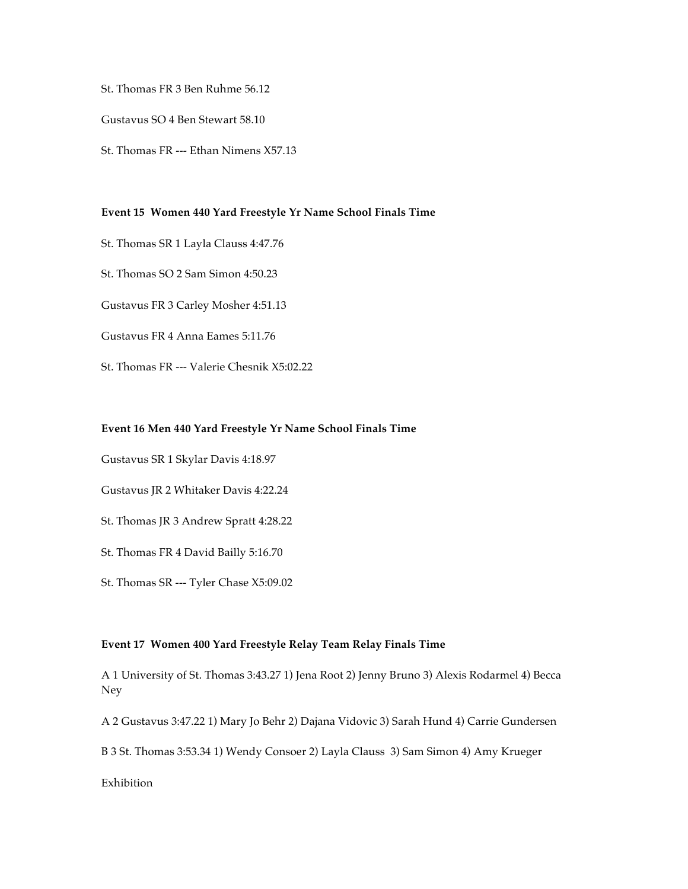St. Thomas FR 3 Ben Ruhme 56.12

Gustavus SO 4 Ben Stewart 58.10

St. Thomas FR --- Ethan Nimens X57.13

**Event 15 Women 440 Yard Freestyle Yr Name School Finals Time**

St. Thomas SR 1 Layla Clauss 4:47.76

St. Thomas SO 2 Sam Simon 4:50.23

Gustavus FR 3 Carley Mosher 4:51.13

Gustavus FR 4 Anna Eames 5:11.76

St. Thomas FR --- Valerie Chesnik X5:02.22

**Event 16 Men 440 Yard Freestyle Yr Name School Finals Time**

Gustavus SR 1 Skylar Davis 4:18.97

Gustavus JR 2 Whitaker Davis 4:22.24

St. Thomas JR 3 Andrew Spratt 4:28.22

St. Thomas FR 4 David Bailly 5:16.70

St. Thomas SR --- Tyler Chase X5:09.02

**Event 17 Women 400 Yard Freestyle Relay Team Relay Finals Time**

A 1 University of St. Thomas 3:43.27 1) Jena Root 2) Jenny Bruno 3) Alexis Rodarmel 4) Becca Ney

A 2 Gustavus 3:47.22 1) Mary Jo Behr 2) Dajana Vidovic 3) Sarah Hund 4) Carrie Gundersen

B 3 St. Thomas 3:53.34 1) Wendy Consoer 2) Layla Clauss 3) Sam Simon 4) Amy Krueger

Exhibition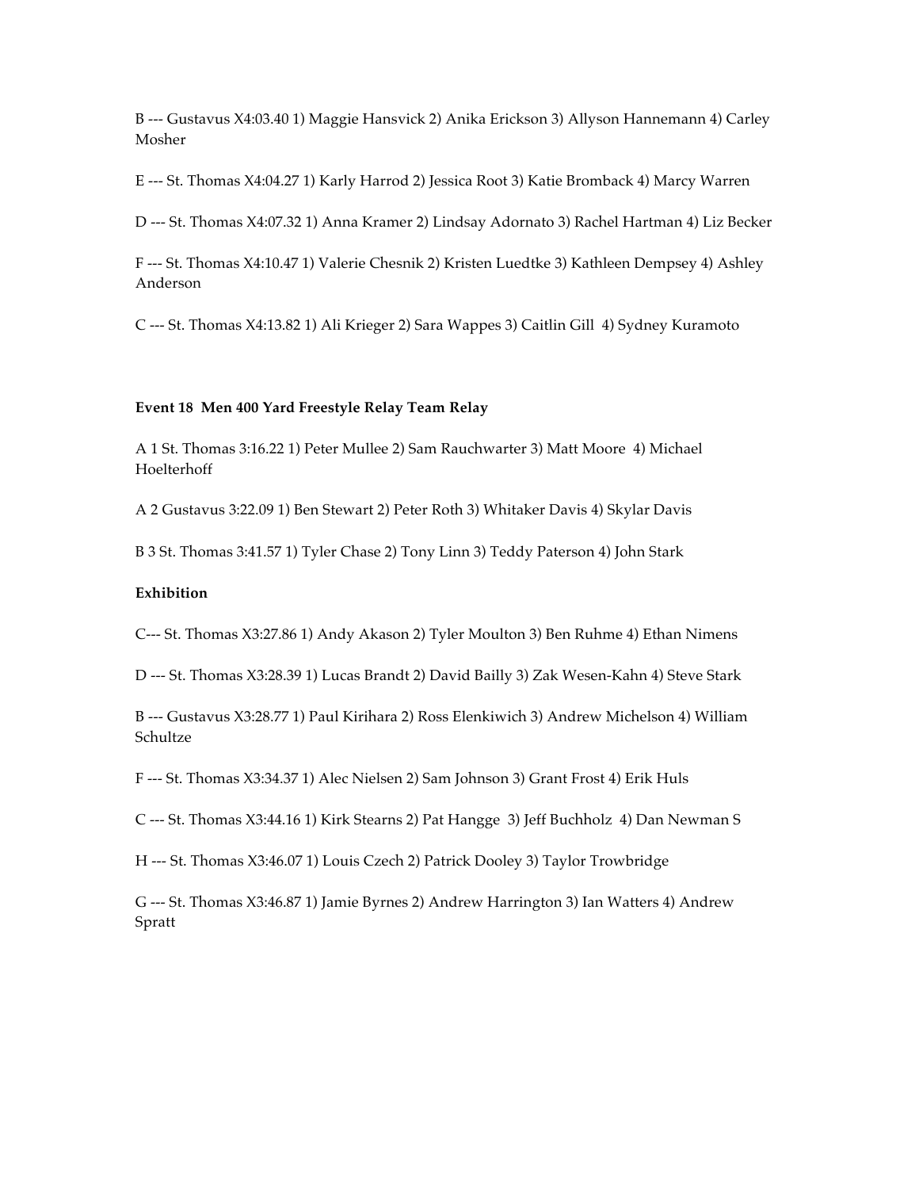B --- Gustavus X4:03.40 1) Maggie Hansvick 2) Anika Erickson 3) Allyson Hannemann 4) Carley Mosher

E --- St. Thomas X4:04.27 1) Karly Harrod 2) Jessica Root 3) Katie Bromback 4) Marcy Warren

D --- St. Thomas X4:07.32 1) Anna Kramer 2) Lindsay Adornato 3) Rachel Hartman 4) Liz Becker

F --- St. Thomas X4:10.47 1) Valerie Chesnik 2) Kristen Luedtke 3) Kathleen Dempsey 4) Ashley Anderson

C --- St. Thomas X4:13.82 1) Ali Krieger 2) Sara Wappes 3) Caitlin Gill 4) Sydney Kuramoto

**Event 18 Men 400 Yard Freestyle Relay Team Relay**

A 1 St. Thomas 3:16.22 1) Peter Mullee 2) Sam Rauchwarter 3) Matt Moore 4) Michael Hoelterhoff

A 2 Gustavus 3:22.09 1) Ben Stewart 2) Peter Roth 3) Whitaker Davis 4) Skylar Davis

B 3 St. Thomas 3:41.57 1) Tyler Chase 2) Tony Linn 3) Teddy Paterson 4) John Stark

**Exhibition**

C--- St. Thomas X3:27.86 1) Andy Akason 2) Tyler Moulton 3) Ben Ruhme 4) Ethan Nimens

D --- St. Thomas X3:28.39 1) Lucas Brandt 2) David Bailly 3) Zak Wesen-Kahn 4) Steve Stark

B --- Gustavus X3:28.77 1) Paul Kirihara 2) Ross Elenkiwich 3) Andrew Michelson 4) William Schultze

F --- St. Thomas X3:34.37 1) Alec Nielsen 2) Sam Johnson 3) Grant Frost 4) Erik Huls

C --- St. Thomas X3:44.16 1) Kirk Stearns 2) Pat Hangge 3) Jeff Buchholz 4) Dan Newman S

H --- St. Thomas X3:46.07 1) Louis Czech 2) Patrick Dooley 3) Taylor Trowbridge

G --- St. Thomas X3:46.87 1) Jamie Byrnes 2) Andrew Harrington 3) Ian Watters 4) Andrew Spratt